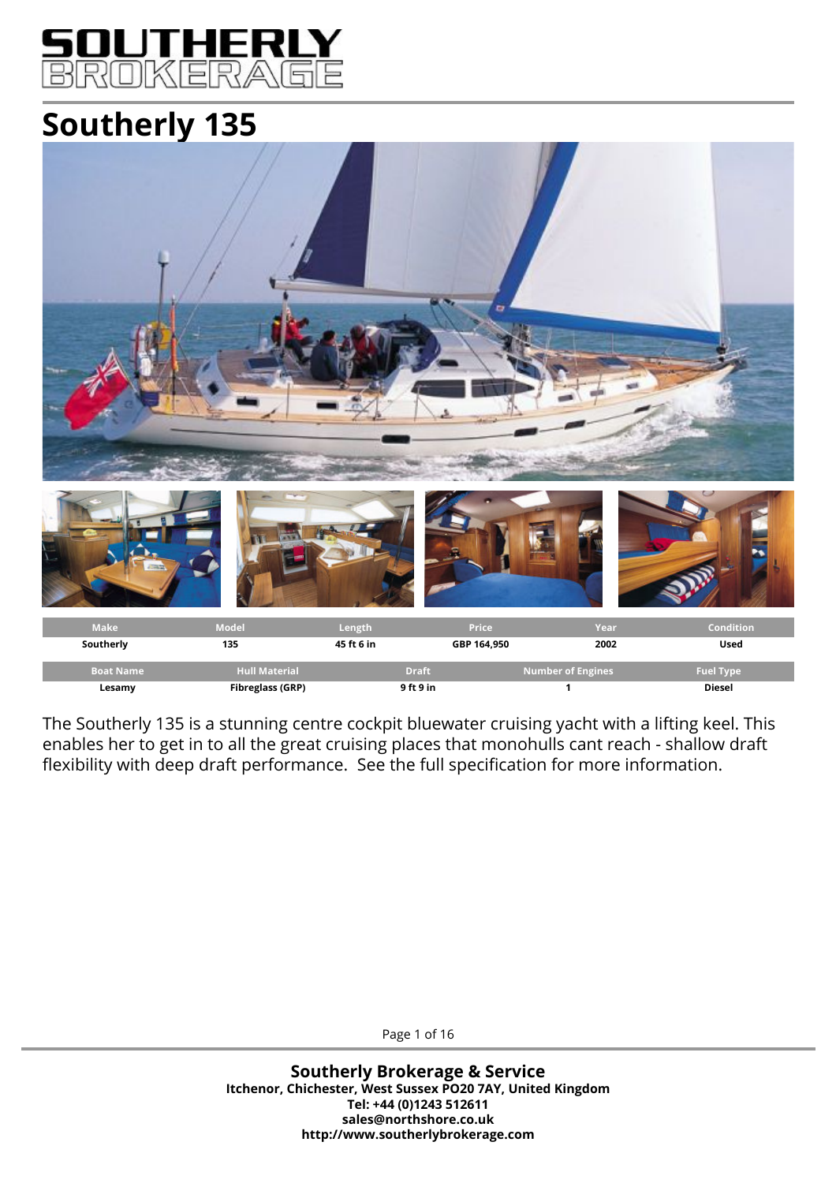# SOUTHERLY BROKERAGE

## Southerly 135

| Make | Model | Length | Price | Year | Condition |
|---|---|---|---|---|---|
| Southerly | 135 | 45 ft 6 in | GBP 164,950 | 2002 | Used |

| Boat Name | Hull Material | Draft | Number of Engines | Fuel Type |
|---|---|---|---|---|
| Lesamy | Fibreglass (GRP) | 9 ft 9 in | 1 | Diesel |

The Southerly 135 is a stunning centre cockpit bluewater cruising yacht with a lifting keel. This enables her to get in to all the great cruising places that monohulls cant reach - shallow draft flexibility with deep draft performance.  See the full specification for more information.

**Southerly Brokerage & Service**
**Itchenor, Chichester, West Sussex PO20 7AY, United Kingdom**
**Tel: +44 (0)1243 512611**
**sales@northshore.co.uk**
**http://www.southerlybrokerage.com**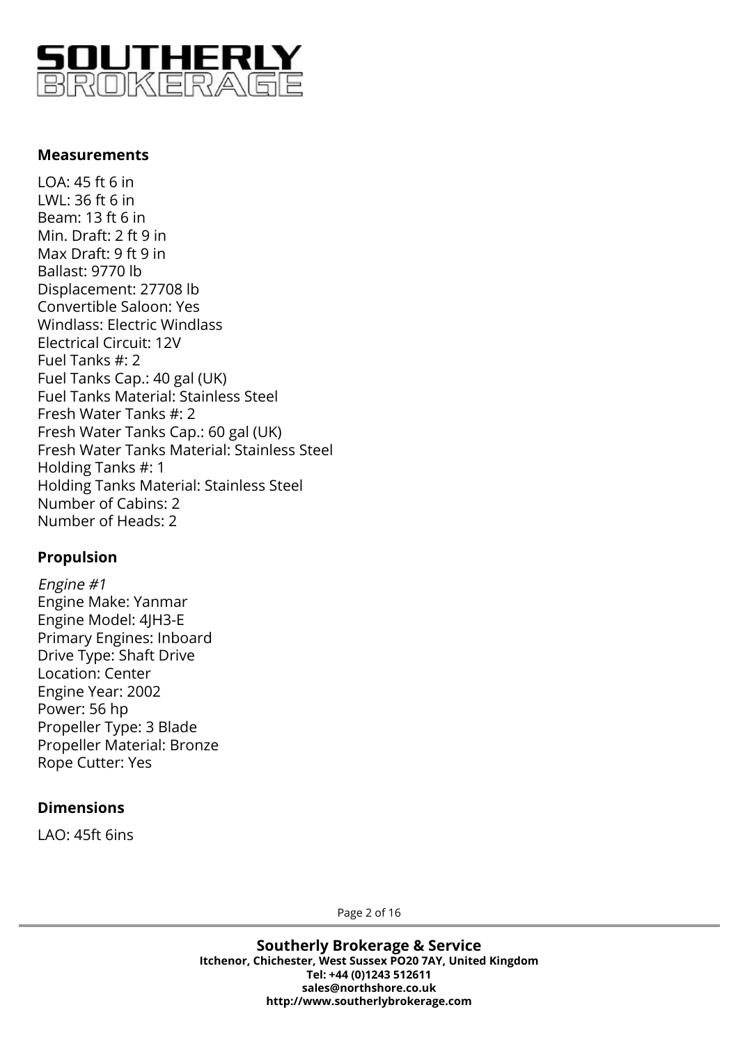### Measurements

LOA: 45 ft 6 in
LWL: 36 ft 6 in
Beam: 13 ft 6 in
Min. Draft: 2 ft 9 in
Max Draft: 9 ft 9 in
Ballast: 9770 lb
Displacement: 27708 lb
Convertible Saloon: Yes
Windlass: Electric Windlass
Electrical Circuit: 12V
Fuel Tanks #: 2
Fuel Tanks Cap.: 40 gal (UK)
Fuel Tanks Material: Stainless Steel
Fresh Water Tanks #: 2
Fresh Water Tanks Cap.: 60 gal (UK)
Fresh Water Tanks Material: Stainless Steel
Holding Tanks #: 1
Holding Tanks Material: Stainless Steel
Number of Cabins: 2
Number of Heads: 2

### Propulsion

*Engine #1*
Engine Make: Yanmar
Engine Model: 4JH3-E
Primary Engines: Inboard
Drive Type: Shaft Drive
Location: Center
Engine Year: 2002
Power: 56 hp
Propeller Type: 3 Blade
Propeller Material: Bronze
Rope Cutter: Yes

### Dimensions

LAO: 45ft 6ins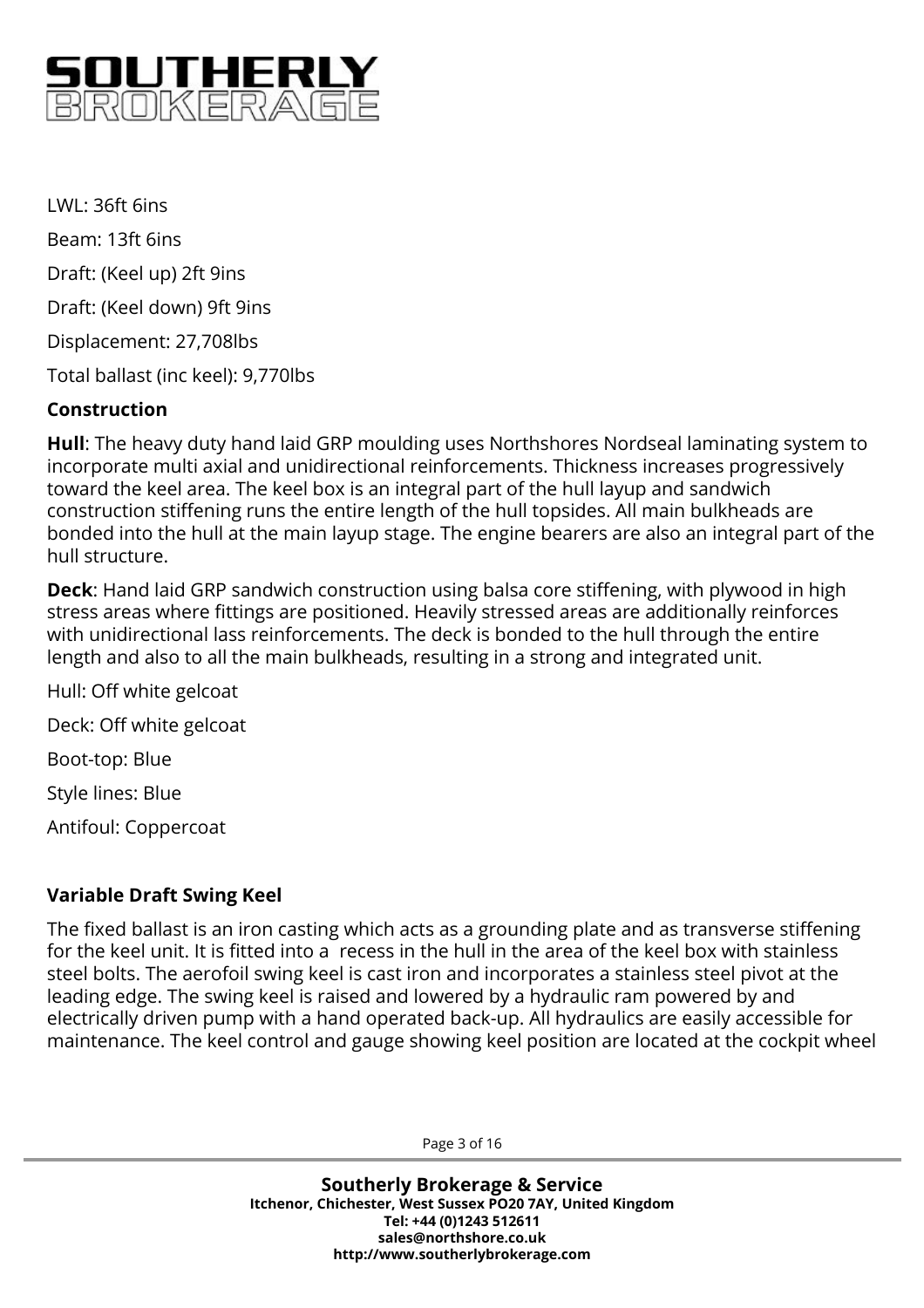LWL: 36ft 6ins

Beam: 13ft 6ins

Draft: (Keel up) 2ft 9ins

Draft: (Keel down) 9ft 9ins

Displacement: 27,708lbs

Total ballast (inc keel): 9,770lbs

**Construction**

**Hull**: The heavy duty hand laid GRP moulding uses Northshores Nordseal laminating system to incorporate multi axial and unidirectional reinforcements. Thickness increases progressively toward the keel area. The keel box is an integral part of the hull layup and sandwich construction stiffening runs the entire length of the hull topsides. All main bulkheads are bonded into the hull at the main layup stage. The engine bearers are also an integral part of the hull structure.

**Deck**: Hand laid GRP sandwich construction using balsa core stiffening, with plywood in high stress areas where fittings are positioned. Heavily stressed areas are additionally reinforces with unidirectional lass reinforcements. The deck is bonded to the hull through the entire length and also to all the main bulkheads, resulting in a strong and integrated unit.

Hull: Off white gelcoat

Deck: Off white gelcoat

Boot-top: Blue

Style lines: Blue

Antifoul: Coppercoat

**Variable Draft Swing Keel**

The fixed ballast is an iron casting which acts as a grounding plate and as transverse stiffening for the keel unit. It is fitted into a recess in the hull in the area of the keel box with stainless steel bolts. The aerofoil swing keel is cast iron and incorporates a stainless steel pivot at the leading edge. The swing keel is raised and lowered by a hydraulic ram powered by and electrically driven pump with a hand operated back-up. All hydraulics are easily accessible for maintenance. The keel control and gauge showing keel position are located at the cockpit wheel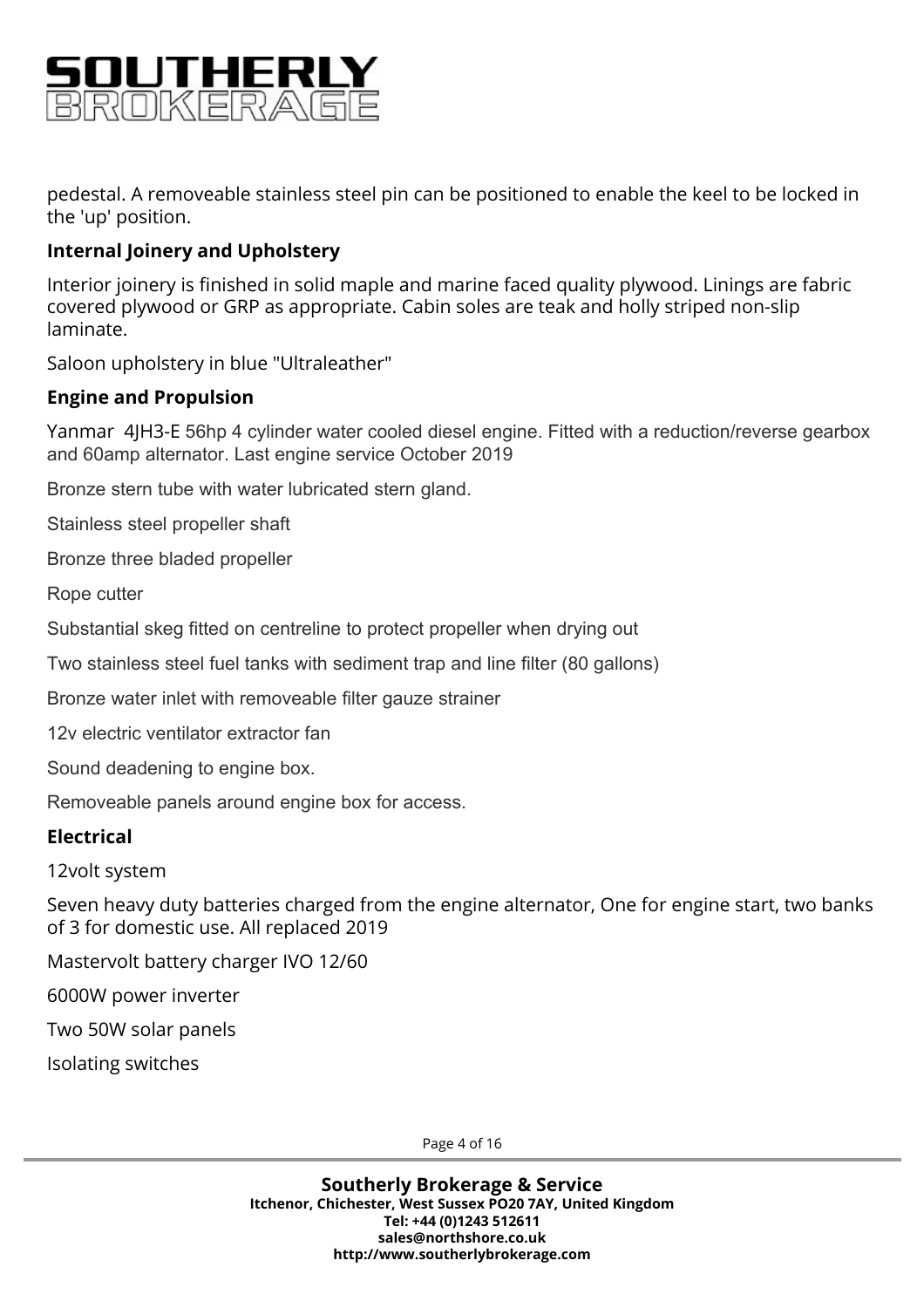pedestal. A removeable stainless steel pin can be positioned to enable the keel to be locked in the 'up' position.

### Internal Joinery and Upholstery

Interior joinery is finished in solid maple and marine faced quality plywood. Linings are fabric covered plywood or GRP as appropriate. Cabin soles are teak and holly striped non-slip laminate.

Saloon upholstery in blue "Ultraleather"

### Engine and Propulsion

Yanmar 4JH3-E 56hp 4 cylinder water cooled diesel engine. Fitted with a reduction/reverse gearbox and 60amp alternator. Last engine service October 2019

Bronze stern tube with water lubricated stern gland.

Stainless steel propeller shaft

Bronze three bladed propeller

Rope cutter

Substantial skeg fitted on centreline to protect propeller when drying out

Two stainless steel fuel tanks with sediment trap and line filter (80 gallons)

Bronze water inlet with removeable filter gauze strainer

12v electric ventilator extractor fan

Sound deadening to engine box.

Removeable panels around engine box for access.

### Electrical

12volt system

Seven heavy duty batteries charged from the engine alternator, One for engine start, two banks of 3 for domestic use. All replaced 2019

Mastervolt battery charger IVO 12/60

6000W power inverter

Two 50W solar panels

Isolating switches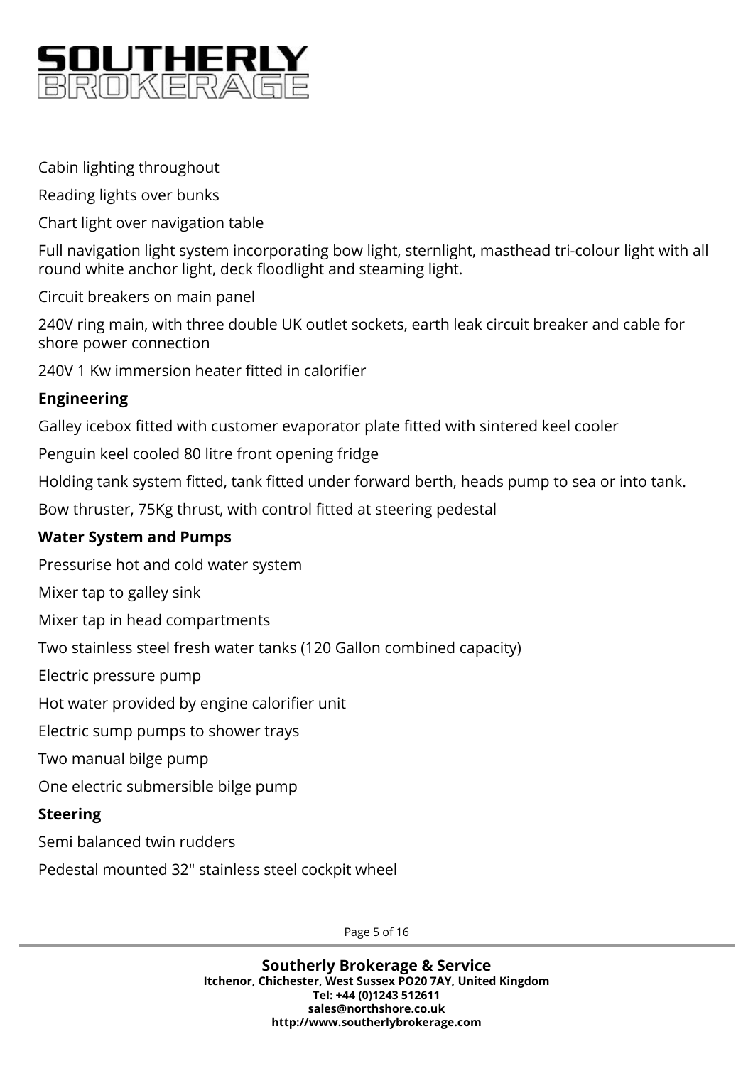Cabin lighting throughout

Reading lights over bunks

Chart light over navigation table

Full navigation light system incorporating bow light, sternlight, masthead tri-colour light with all round white anchor light, deck floodlight and steaming light.

Circuit breakers on main panel

240V ring main, with three double UK outlet sockets, earth leak circuit breaker and cable for shore power connection

240V 1 Kw immersion heater fitted in calorifier

**Engineering**

Galley icebox fitted with customer evaporator plate fitted with sintered keel cooler

Penguin keel cooled 80 litre front opening fridge

Holding tank system fitted, tank fitted under forward berth, heads pump to sea or into tank.

Bow thruster, 75Kg thrust, with control fitted at steering pedestal

**Water System and Pumps**

Pressurise hot and cold water system

Mixer tap to galley sink

Mixer tap in head compartments

Two stainless steel fresh water tanks (120 Gallon combined capacity)

Electric pressure pump

Hot water provided by engine calorifier unit

Electric sump pumps to shower trays

Two manual bilge pump

One electric submersible bilge pump

**Steering**

Semi balanced twin rudders

Pedestal mounted 32" stainless steel cockpit wheel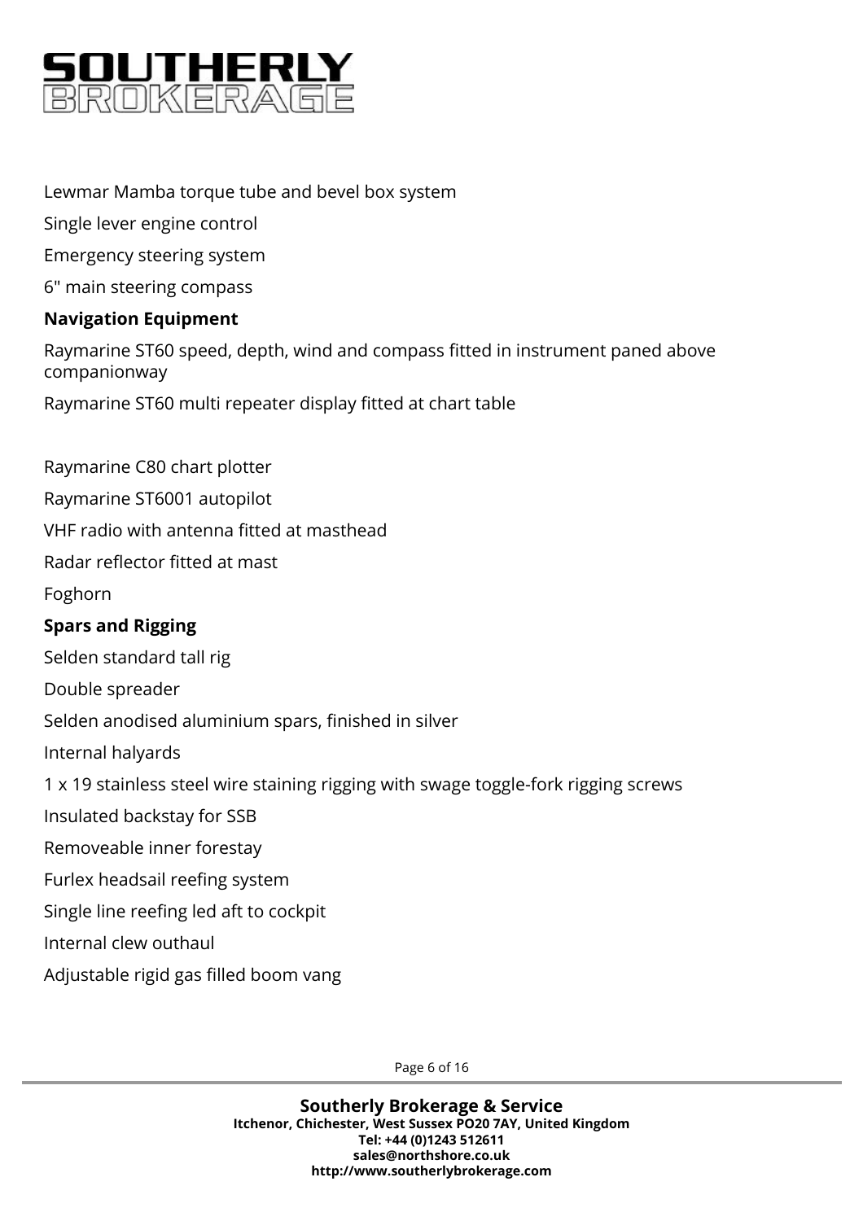Lewmar Mamba torque tube and bevel box system

Single lever engine control

Emergency steering system

6" main steering compass

**Navigation Equipment**

Raymarine ST60 speed, depth, wind and compass fitted in instrument paned above companionway

Raymarine ST60 multi repeater display fitted at chart table

Raymarine C80 chart plotter

Raymarine ST6001 autopilot

VHF radio with antenna fitted at masthead

Radar reflector fitted at mast

Foghorn

**Spars and Rigging**

Selden standard tall rig

Double spreader

Selden anodised aluminium spars, finished in silver

Internal halyards

1 x 19 stainless steel wire staining rigging with swage toggle-fork rigging screws

Insulated backstay for SSB

Removeable inner forestay

Furlex headsail reefing system

Single line reefing led aft to cockpit

Internal clew outhaul

Adjustable rigid gas filled boom vang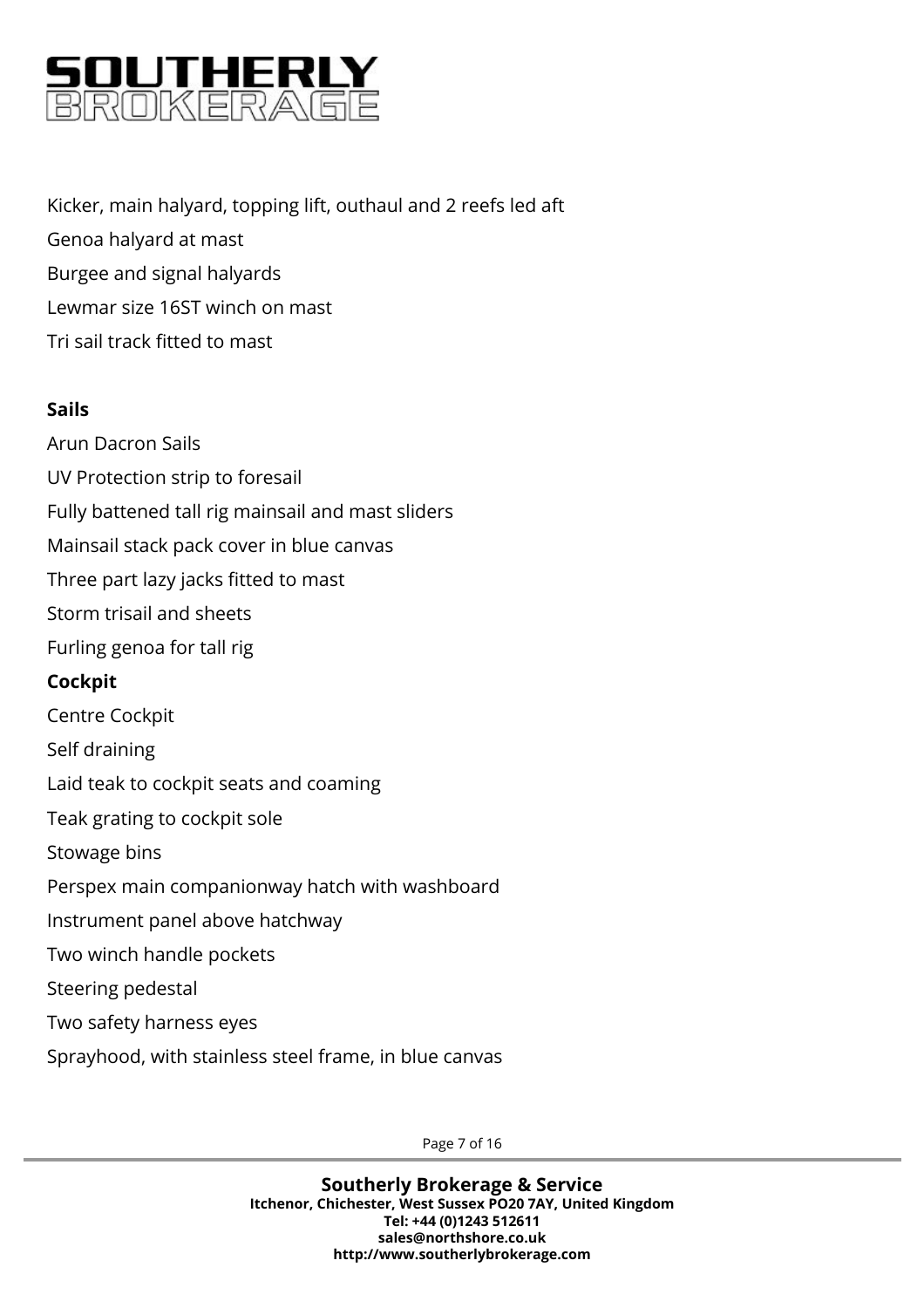Kicker, main halyard, topping lift, outhaul and 2 reefs led aft

Genoa halyard at mast

Burgee and signal halyards

Lewmar size 16ST winch on mast

Tri sail track fitted to mast

**Sails**

Arun Dacron Sails

UV Protection strip to foresail

Fully battened tall rig mainsail and mast sliders

Mainsail stack pack cover in blue canvas

Three part lazy jacks fitted to mast

Storm trisail and sheets

Furling genoa for tall rig

**Cockpit**

Centre Cockpit

Self draining

Laid teak to cockpit seats and coaming

Teak grating to cockpit sole

Stowage bins

Perspex main companionway hatch with washboard

Instrument panel above hatchway

Two winch handle pockets

Steering pedestal

Two safety harness eyes

Sprayhood, with stainless steel frame, in blue canvas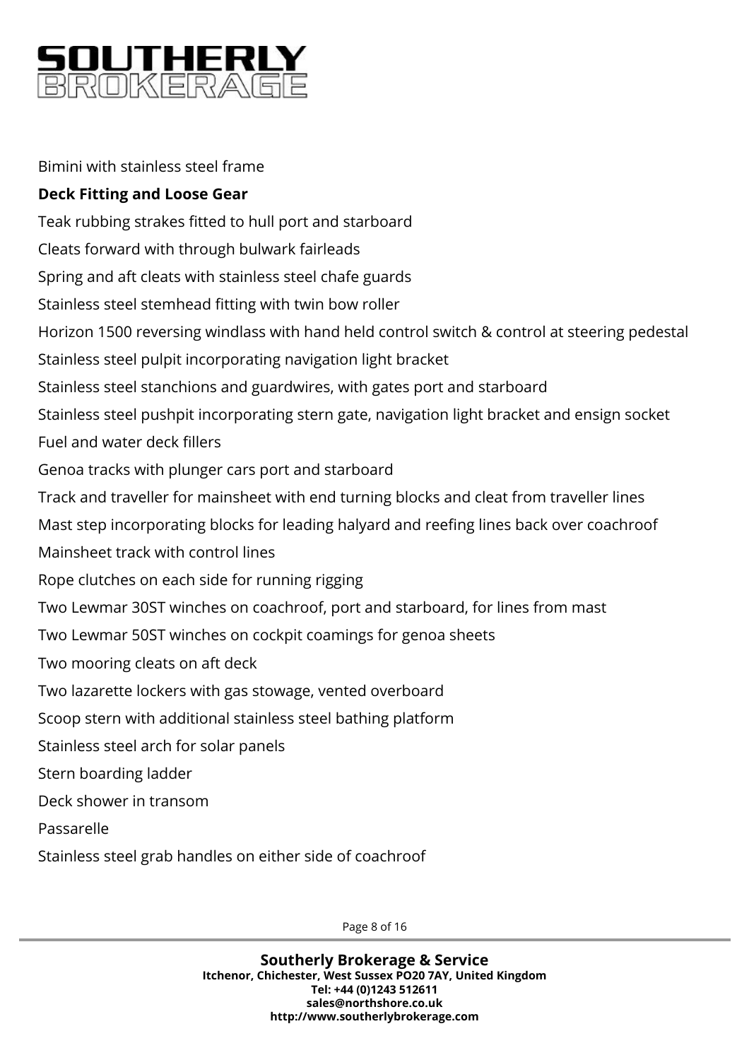Bimini with stainless steel frame

**Deck Fitting and Loose Gear**

Teak rubbing strakes fitted to hull port and starboard

Cleats forward with through bulwark fairleads

Spring and aft cleats with stainless steel chafe guards

Stainless steel stemhead fitting with twin bow roller

Horizon 1500 reversing windlass with hand held control switch & control at steering pedestal

Stainless steel pulpit incorporating navigation light bracket

Stainless steel stanchions and guardwires, with gates port and starboard

Stainless steel pushpit incorporating stern gate, navigation light bracket and ensign socket

Fuel and water deck fillers

Genoa tracks with plunger cars port and starboard

Track and traveller for mainsheet with end turning blocks and cleat from traveller lines

Mast step incorporating blocks for leading halyard and reefing lines back over coachroof

Mainsheet track with control lines

Rope clutches on each side for running rigging

Two Lewmar 30ST winches on coachroof, port and starboard, for lines from mast

Two Lewmar 50ST winches on cockpit coamings for genoa sheets

Two mooring cleats on aft deck

Two lazarette lockers with gas stowage, vented overboard

Scoop stern with additional stainless steel bathing platform

Stainless steel arch for solar panels

Stern boarding ladder

Deck shower in transom

Passarelle

Stainless steel grab handles on either side of coachroof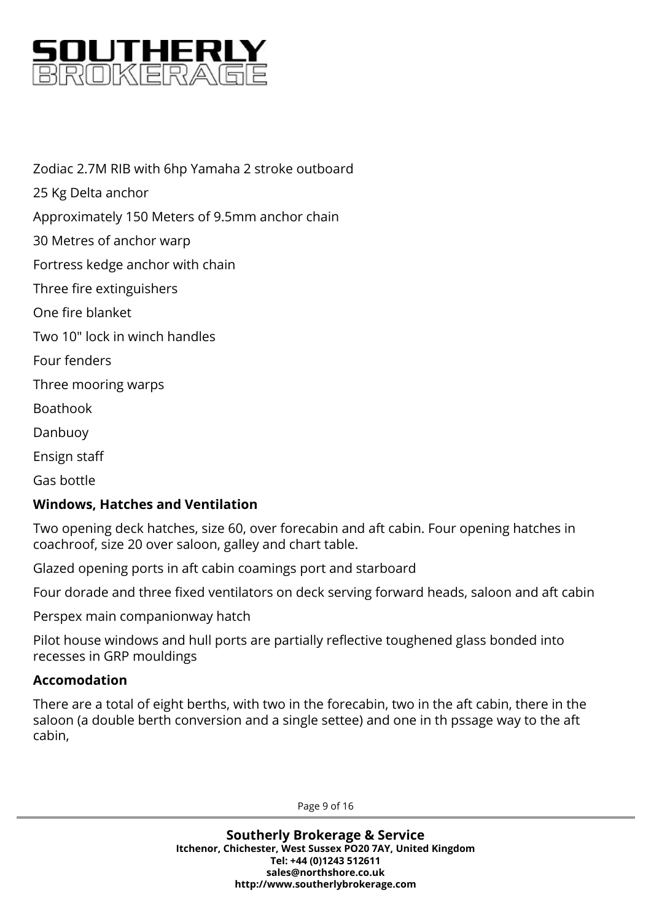Zodiac 2.7M RIB with 6hp Yamaha 2 stroke outboard

25 Kg Delta anchor

Approximately 150 Meters of 9.5mm anchor chain

30 Metres of anchor warp

Fortress kedge anchor with chain

Three fire extinguishers

One fire blanket

Two 10" lock in winch handles

Four fenders

Three mooring warps

Boathook

Danbuoy

Ensign staff

Gas bottle

**Windows, Hatches and Ventilation**

Two opening deck hatches, size 60, over forecabin and aft cabin. Four opening hatches in coachroof, size 20 over saloon, galley and chart table.

Glazed opening ports in aft cabin coamings port and starboard

Four dorade and three fixed ventilators on deck serving forward heads, saloon and aft cabin

Perspex main companionway hatch

Pilot house windows and hull ports are partially reflective toughened glass bonded into recesses in GRP mouldings

**Accomodation**

There are a total of eight berths, with two in the forecabin, two in the aft cabin, there in the saloon (a double berth conversion and a single settee) and one in th pssage way to the aft cabin,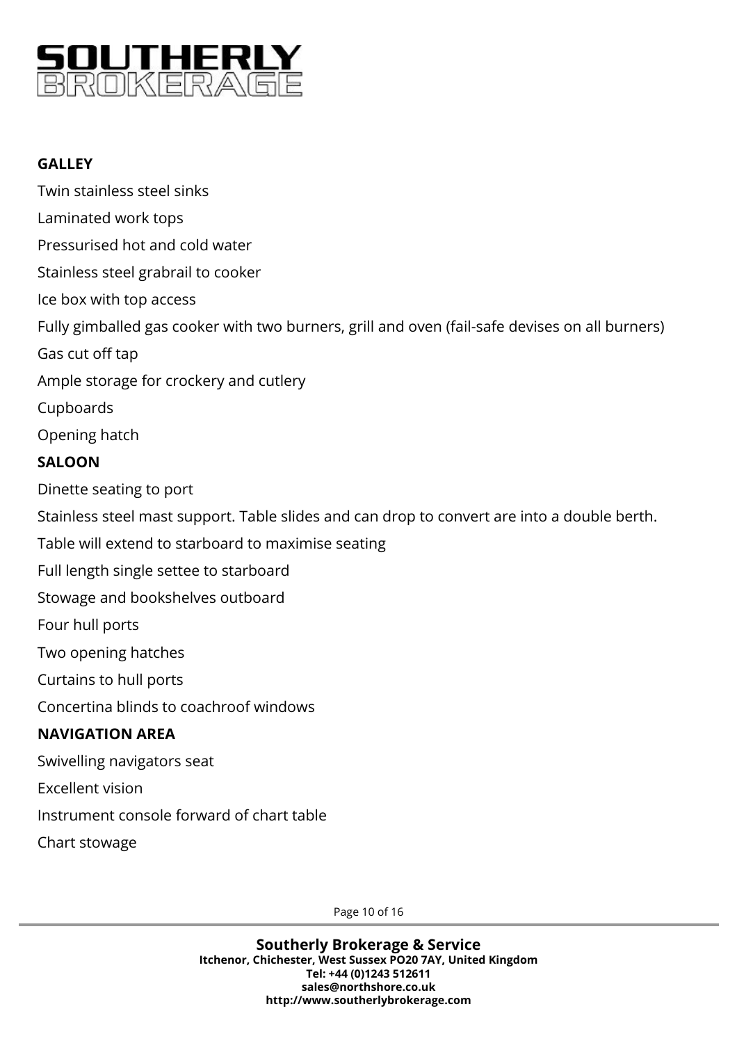## GALLEY

Twin stainless steel sinks

Laminated work tops

Pressurised hot and cold water

Stainless steel grabrail to cooker

Ice box with top access

Fully gimballed gas cooker with two burners, grill and oven (fail-safe devises on all burners)

Gas cut off tap

Ample storage for crockery and cutlery

Cupboards

Opening hatch

## SALOON

Dinette seating to port

Stainless steel mast support. Table slides and can drop to convert are into a double berth.

Table will extend to starboard to maximise seating

Full length single settee to starboard

Stowage and bookshelves outboard

Four hull ports

Two opening hatches

Curtains to hull ports

Concertina blinds to coachroof windows

## NAVIGATION AREA

Swivelling navigators seat

Excellent vision

Instrument console forward of chart table

Chart stowage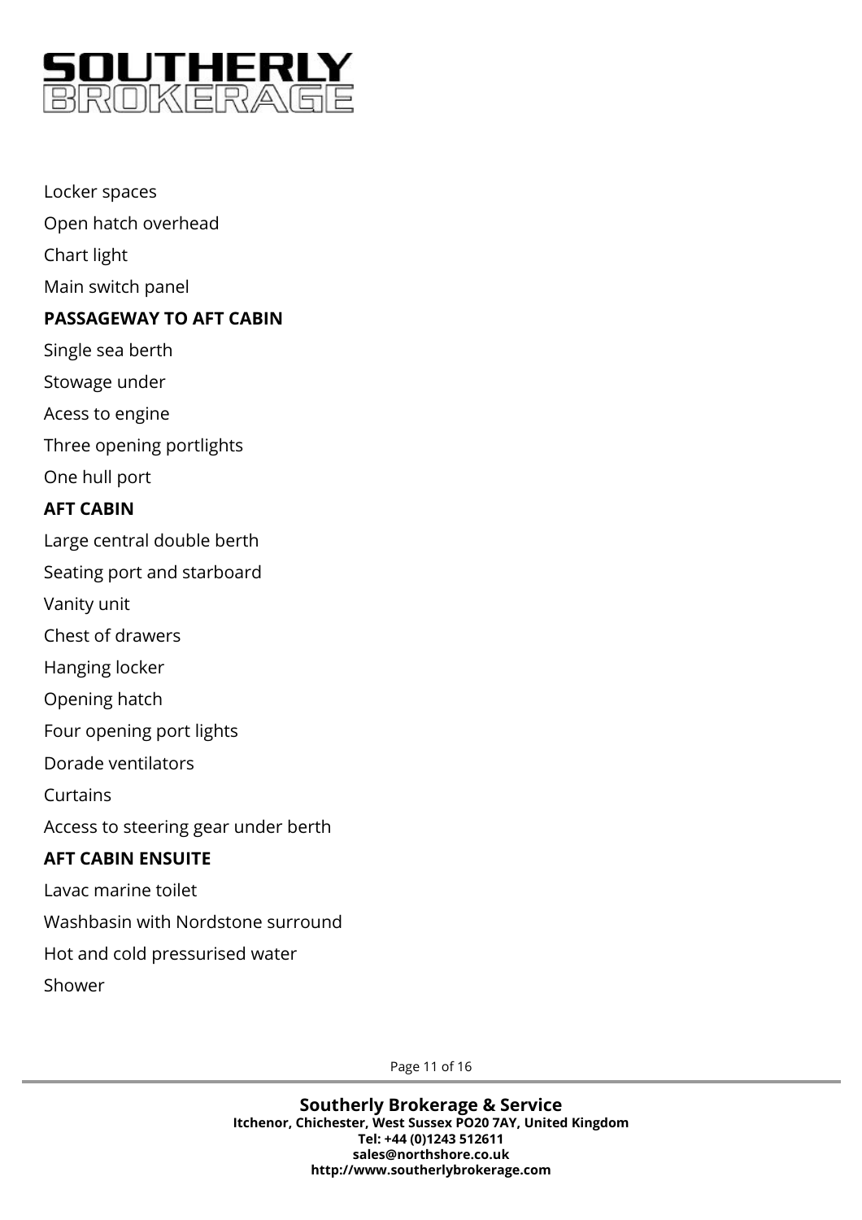Locker spaces

Open hatch overhead

Chart light

Main switch panel

**PASSAGEWAY TO AFT CABIN**

Single sea berth

Stowage under

Acess to engine

Three opening portlights

One hull port

**AFT CABIN**

Large central double berth

Seating port and starboard

Vanity unit

Chest of drawers

Hanging locker

Opening hatch

Four opening port lights

Dorade ventilators

Curtains

Access to steering gear under berth

**AFT CABIN ENSUITE**

Lavac marine toilet

Washbasin with Nordstone surround

Hot and cold pressurised water

Shower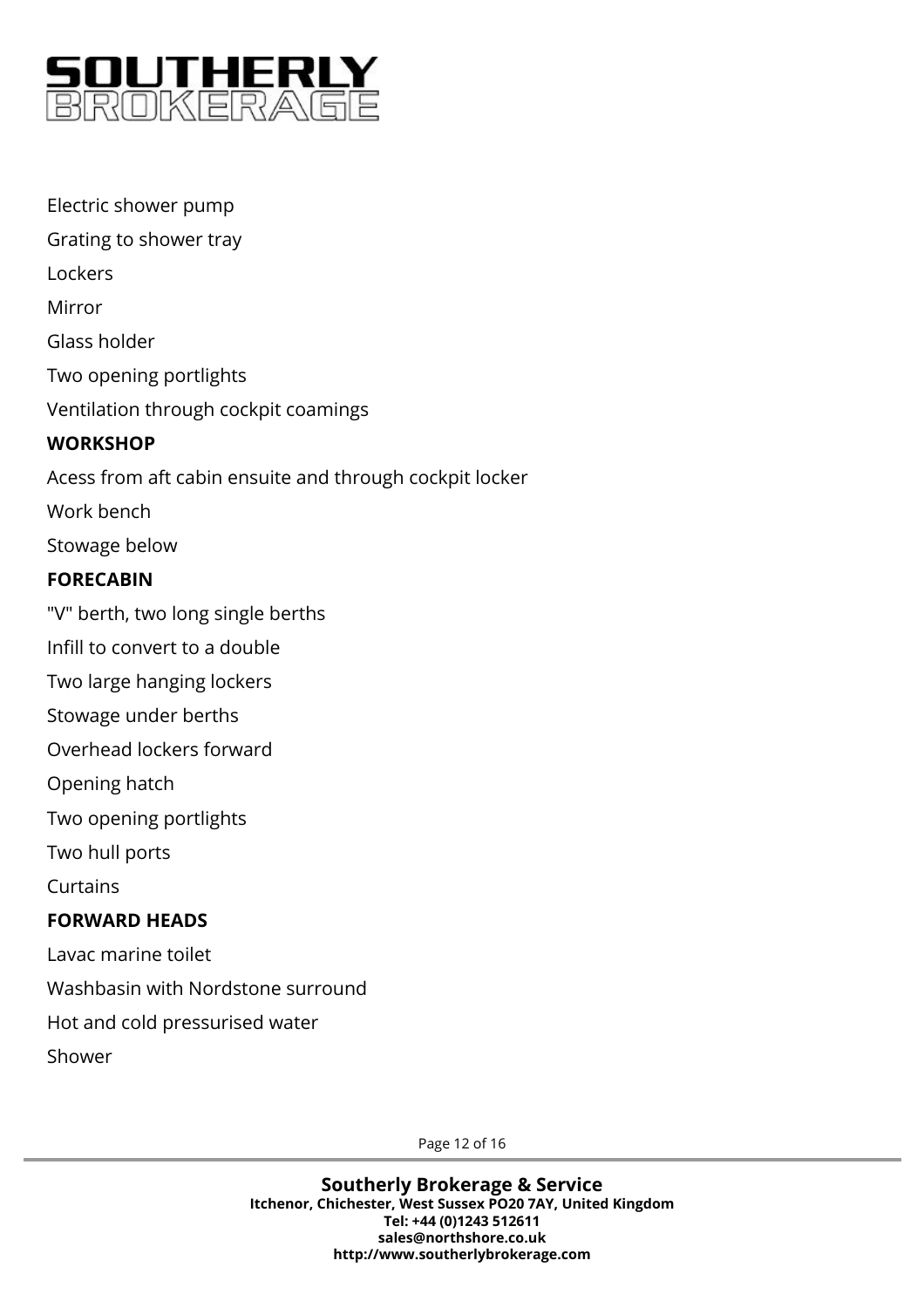Electric shower pump

Grating to shower tray

Lockers

Mirror

Glass holder

Two opening portlights

Ventilation through cockpit coamings

**WORKSHOP**

Acess from aft cabin ensuite and through cockpit locker

Work bench

Stowage below

**FORECABIN**

"V" berth, two long single berths

Infill to convert to a double

Two large hanging lockers

Stowage under berths

Overhead lockers forward

Opening hatch

Two opening portlights

Two hull ports

Curtains

**FORWARD HEADS**

Lavac marine toilet

Washbasin with Nordstone surround

Hot and cold pressurised water

Shower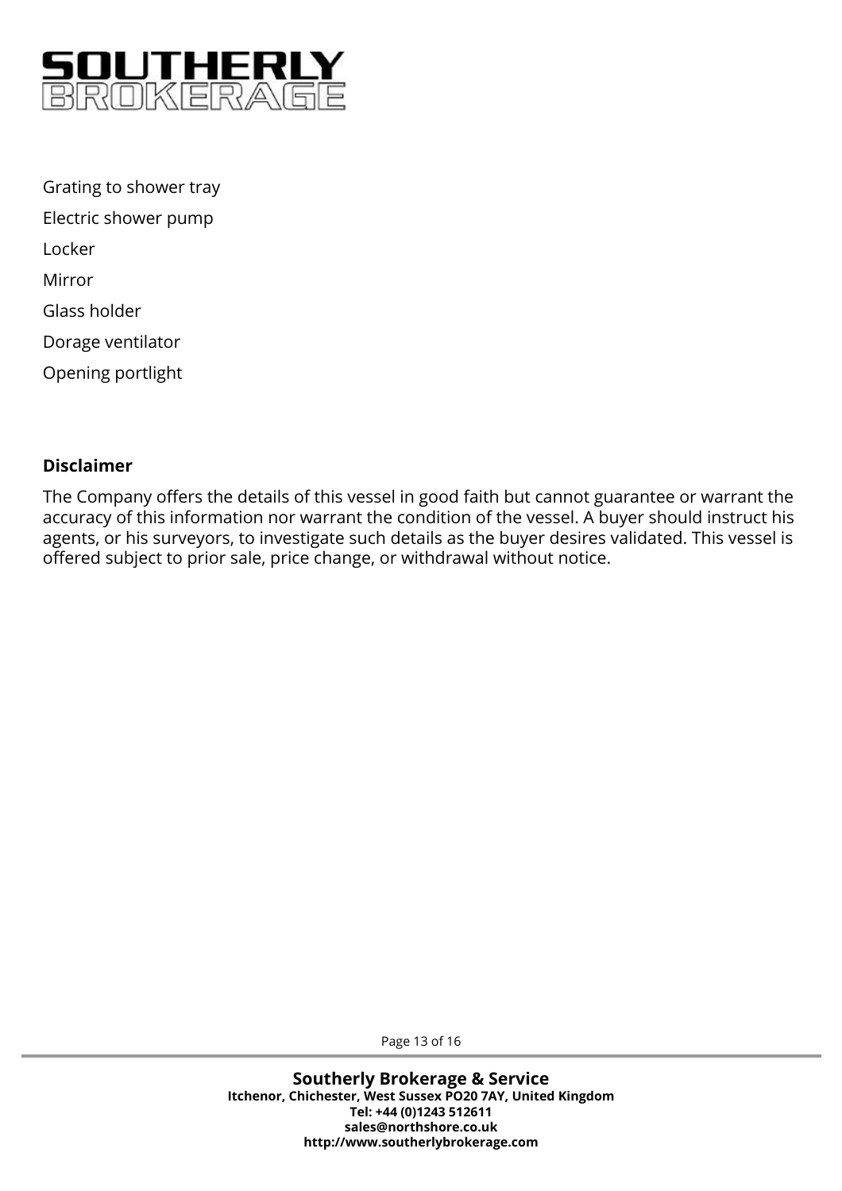Grating to shower tray

Electric shower pump

Locker

Mirror

Glass holder

Dorage ventilator

Opening portlight

**Disclaimer**

The Company offers the details of this vessel in good faith but cannot guarantee or warrant the accuracy of this information nor warrant the condition of the vessel. A buyer should instruct his agents, or his surveyors, to investigate such details as the buyer desires validated. This vessel is offered subject to prior sale, price change, or withdrawal without notice.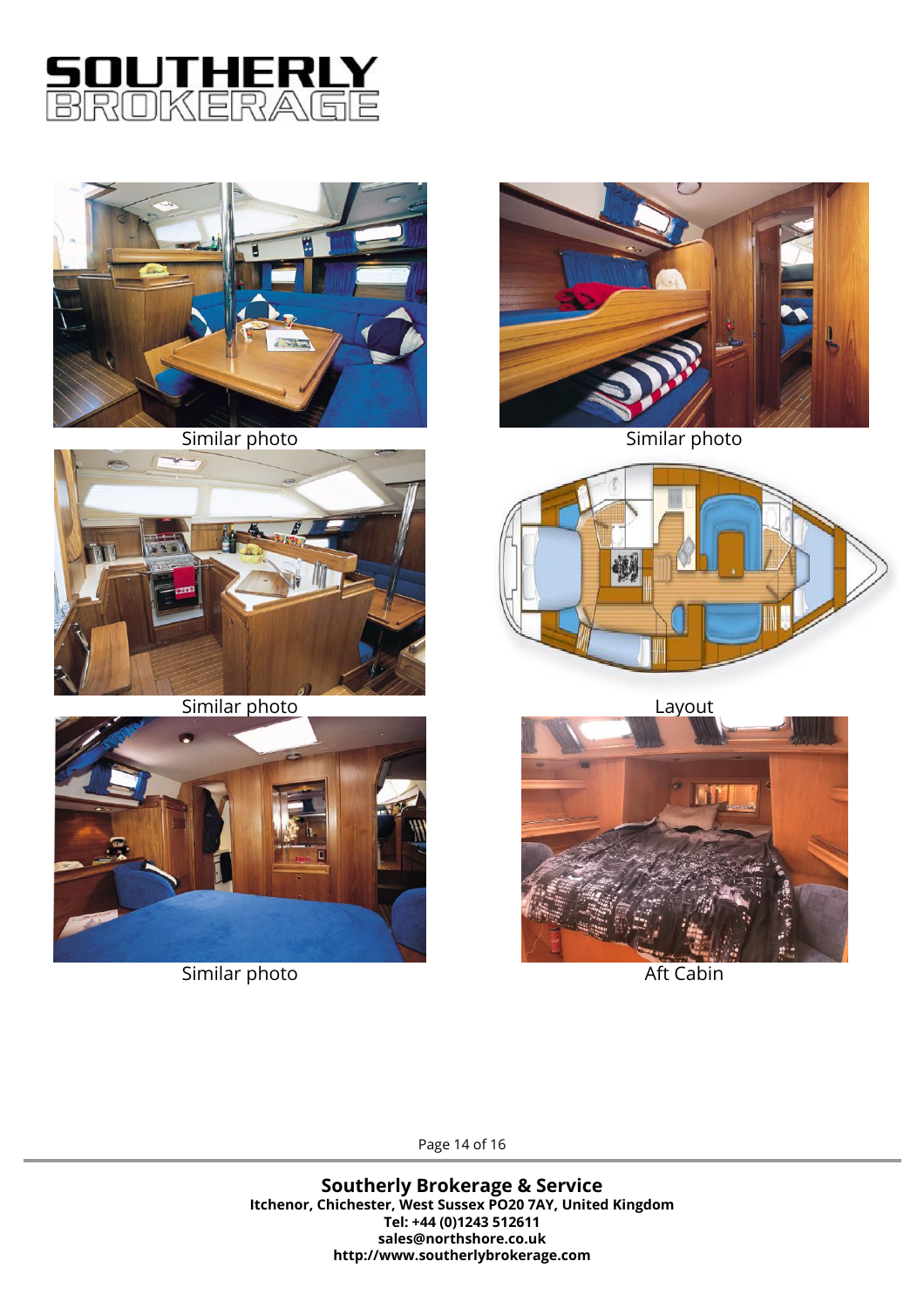Similar photo

Similar photo

Similar photo

Layout

Similar photo

Aft Cabin

**Southerly Brokerage & Service**
**Itchenor, Chichester, West Sussex PO20 7AY, United Kingdom**
**Tel: +44 (0)1243 512611**
**sales@northshore.co.uk**
**http://www.southerlybrokerage.com**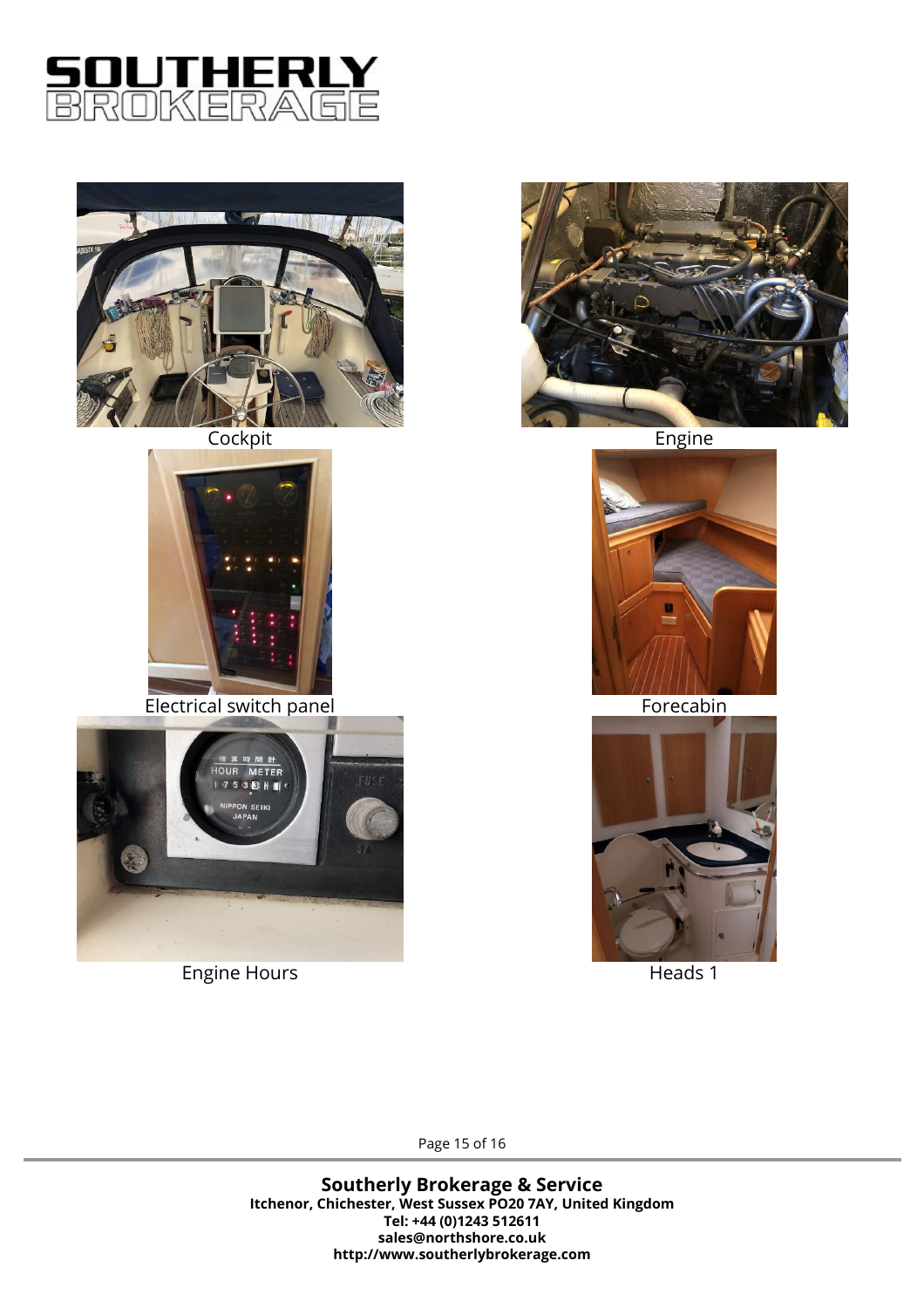Cockpit

Engine

Electrical switch panel

Forecabin

Engine Hours

Heads 1

**Southerly Brokerage & Service**
**Itchenor, Chichester, West Sussex PO20 7AY, United Kingdom**
**Tel: +44 (0)1243 512611**
**sales@northshore.co.uk**
**http://www.southerlybrokerage.com**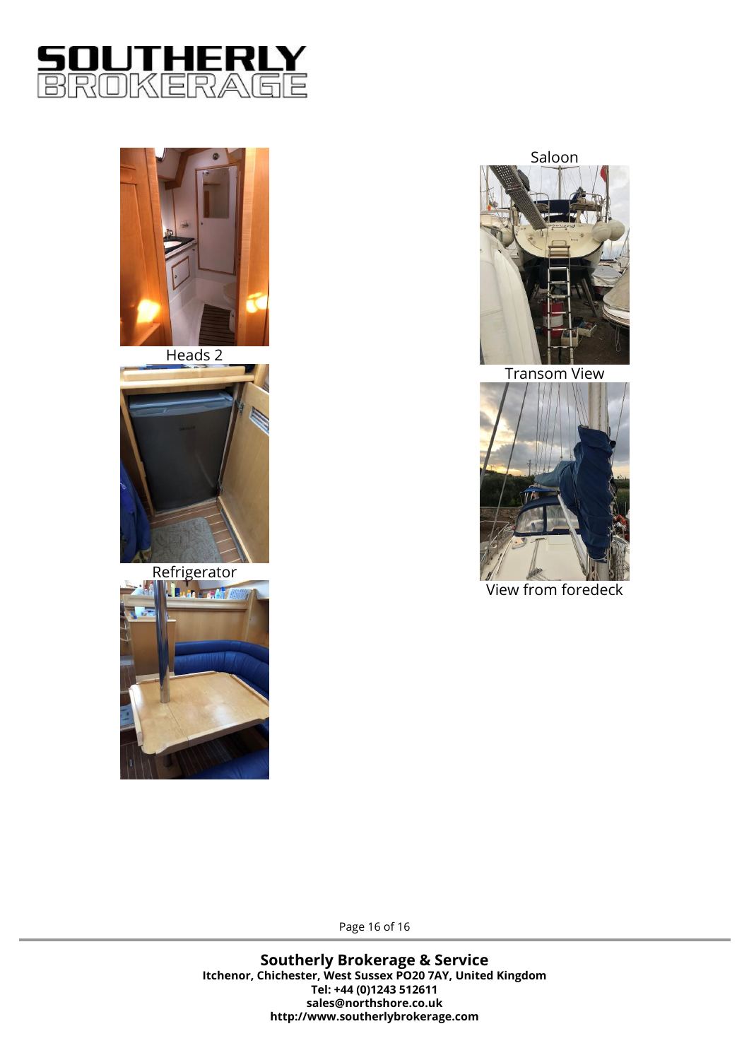Heads 2

Refrigerator

Saloon

Transom View

View from foredeck

**Southerly Brokerage & Service**
**Itchenor, Chichester, West Sussex PO20 7AY, United Kingdom**
**Tel: +44 (0)1243 512611**
**sales@northshore.co.uk**
**http://www.southerlybrokerage.com**